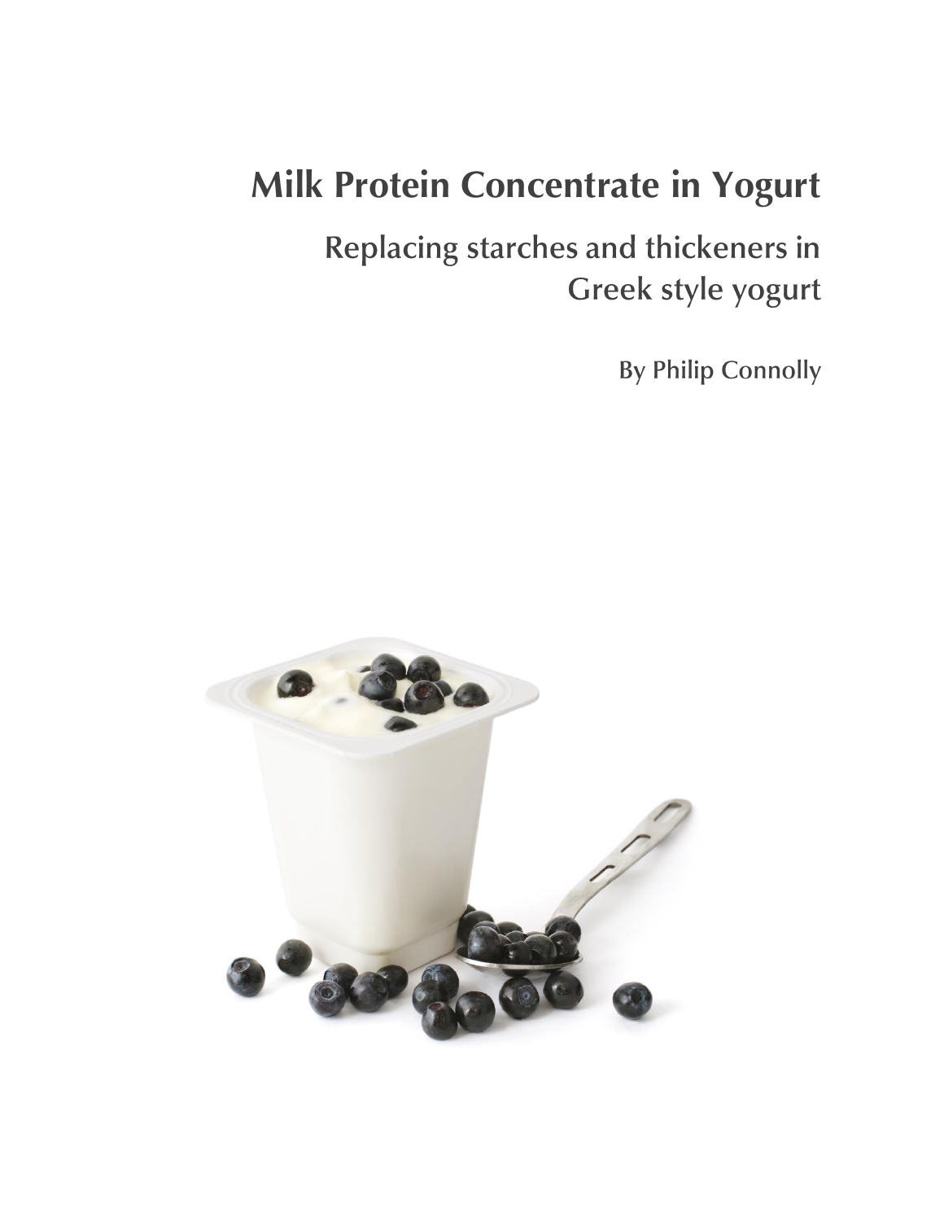# Milk Protein Concentrate in Yogurt

## Replacing starches and thickeners in Greek style yogurt

By Philip Connolly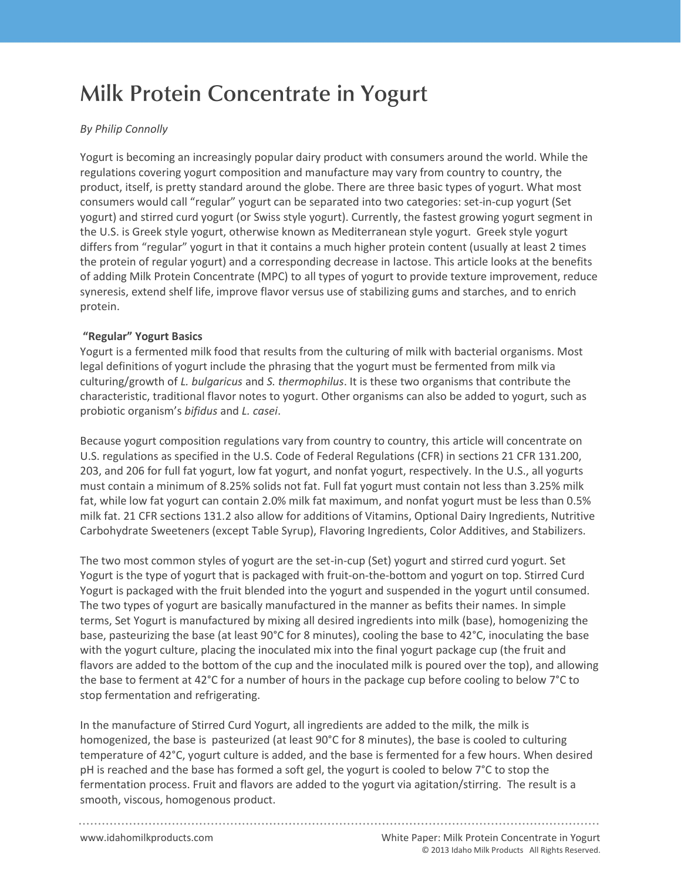# Milk Protein Concentrate in Yogurt

*By Philip Connolly*

Yogurt is becoming an increasingly popular dairy product with consumers around the world. While the regulations covering yogurt composition and manufacture may vary from country to country, the product, itself, is pretty standard around the globe. There are three basic types of yogurt. What most consumers would call "regular" yogurt can be separated into two categories: set-in-cup yogurt (Set yogurt) and stirred curd yogurt (or Swiss style yogurt). Currently, the fastest growing yogurt segment in the U.S. is Greek style yogurt, otherwise known as Mediterranean style yogurt. Greek style yogurt differs from "regular" yogurt in that it contains a much higher protein content (usually at least 2 times the protein of regular yogurt) and a corresponding decrease in lactose. This article looks at the benefits of adding Milk Protein Concentrate (MPC) to all types of yogurt to provide texture improvement, reduce syneresis, extend shelf life, improve flavor versus use of stabilizing gums and starches, and to enrich protein.

**"Regular" Yogurt Basics**

Yogurt is a fermented milk food that results from the culturing of milk with bacterial organisms. Most legal definitions of yogurt include the phrasing that the yogurt must be fermented from milk via culturing/growth of *L. bulgaricus* and *S. thermophilus*. It is these two organisms that contribute the characteristic, traditional flavor notes to yogurt. Other organisms can also be added to yogurt, such as probiotic organism's *bifidus* and *L. casei*.

Because yogurt composition regulations vary from country to country, this article will concentrate on U.S. regulations as specified in the U.S. Code of Federal Regulations (CFR) in sections 21 CFR 131.200, 203, and 206 for full fat yogurt, low fat yogurt, and nonfat yogurt, respectively. In the U.S., all yogurts must contain a minimum of 8.25% solids not fat. Full fat yogurt must contain not less than 3.25% milk fat, while low fat yogurt can contain 2.0% milk fat maximum, and nonfat yogurt must be less than 0.5% milk fat. 21 CFR sections 131.2 also allow for additions of Vitamins, Optional Dairy Ingredients, Nutritive Carbohydrate Sweeteners (except Table Syrup), Flavoring Ingredients, Color Additives, and Stabilizers.

The two most common styles of yogurt are the set-in-cup (Set) yogurt and stirred curd yogurt. Set Yogurt is the type of yogurt that is packaged with fruit-on-the-bottom and yogurt on top. Stirred Curd Yogurt is packaged with the fruit blended into the yogurt and suspended in the yogurt until consumed. The two types of yogurt are basically manufactured in the manner as befits their names. In simple terms, Set Yogurt is manufactured by mixing all desired ingredients into milk (base), homogenizing the base, pasteurizing the base (at least 90°C for 8 minutes), cooling the base to 42°C, inoculating the base with the yogurt culture, placing the inoculated mix into the final yogurt package cup (the fruit and flavors are added to the bottom of the cup and the inoculated milk is poured over the top), and allowing the base to ferment at 42°C for a number of hours in the package cup before cooling to below 7°C to stop fermentation and refrigerating.

In the manufacture of Stirred Curd Yogurt, all ingredients are added to the milk, the milk is homogenized, the base is pasteurized (at least 90°C for 8 minutes), the base is cooled to culturing temperature of 42°C, yogurt culture is added, and the base is fermented for a few hours. When desired pH is reached and the base has formed a soft gel, the yogurt is cooled to below 7°C to stop the fermentation process. Fruit and flavors are added to the yogurt via agitation/stirring. The result is a smooth, viscous, homogenous product.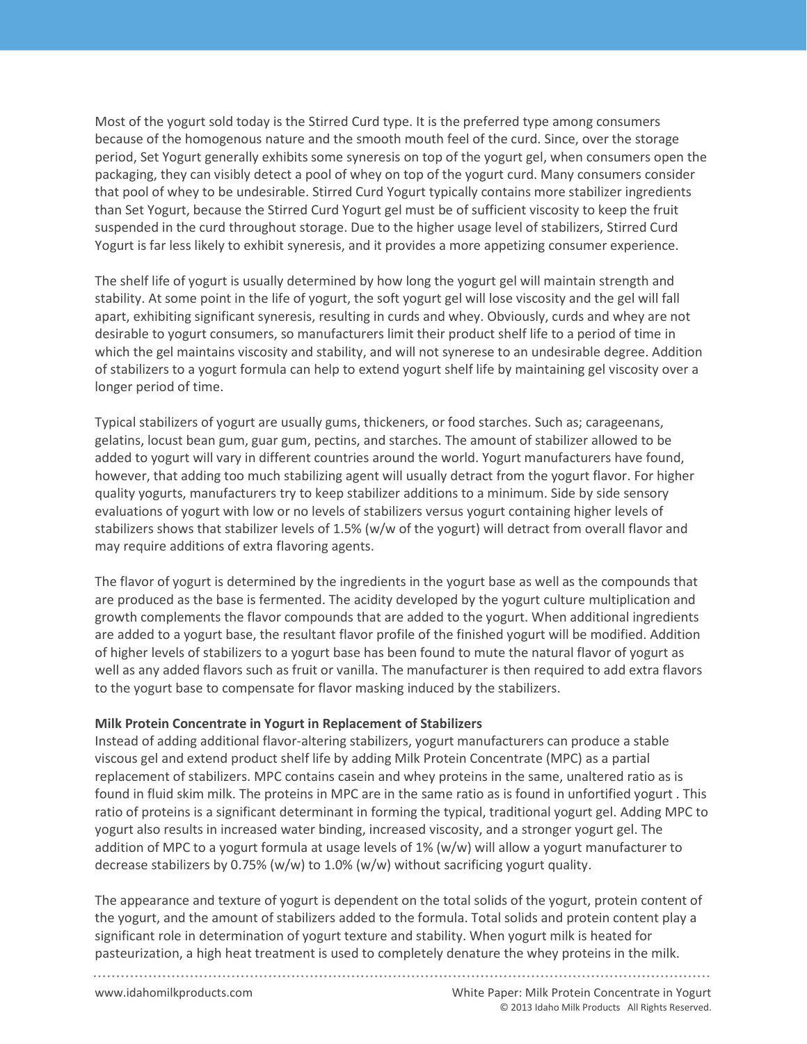Most of the yogurt sold today is the Stirred Curd type. It is the preferred type among consumers because of the homogenous nature and the smooth mouth feel of the curd. Since, over the storage period, Set Yogurt generally exhibits some syneresis on top of the yogurt gel, when consumers open the packaging, they can visibly detect a pool of whey on top of the yogurt curd. Many consumers consider that pool of whey to be undesirable. Stirred Curd Yogurt typically contains more stabilizer ingredients than Set Yogurt, because the Stirred Curd Yogurt gel must be of sufficient viscosity to keep the fruit suspended in the curd throughout storage. Due to the higher usage level of stabilizers, Stirred Curd Yogurt is far less likely to exhibit syneresis, and it provides a more appetizing consumer experience.

The shelf life of yogurt is usually determined by how long the yogurt gel will maintain strength and stability. At some point in the life of yogurt, the soft yogurt gel will lose viscosity and the gel will fall apart, exhibiting significant syneresis, resulting in curds and whey. Obviously, curds and whey are not desirable to yogurt consumers, so manufacturers limit their product shelf life to a period of time in which the gel maintains viscosity and stability, and will not synerese to an undesirable degree. Addition of stabilizers to a yogurt formula can help to extend yogurt shelf life by maintaining gel viscosity over a longer period of time.

Typical stabilizers of yogurt are usually gums, thickeners, or food starches. Such as; carageenans, gelatins, locust bean gum, guar gum, pectins, and starches. The amount of stabilizer allowed to be added to yogurt will vary in different countries around the world. Yogurt manufacturers have found, however, that adding too much stabilizing agent will usually detract from the yogurt flavor. For higher quality yogurts, manufacturers try to keep stabilizer additions to a minimum. Side by side sensory evaluations of yogurt with low or no levels of stabilizers versus yogurt containing higher levels of stabilizers shows that stabilizer levels of 1.5% (w/w of the yogurt) will detract from overall flavor and may require additions of extra flavoring agents.

The flavor of yogurt is determined by the ingredients in the yogurt base as well as the compounds that are produced as the base is fermented. The acidity developed by the yogurt culture multiplication and growth complements the flavor compounds that are added to the yogurt. When additional ingredients are added to a yogurt base, the resultant flavor profile of the finished yogurt will be modified. Addition of higher levels of stabilizers to a yogurt base has been found to mute the natural flavor of yogurt as well as any added flavors such as fruit or vanilla. The manufacturer is then required to add extra flavors to the yogurt base to compensate for flavor masking induced by the stabilizers.

**Milk Protein Concentrate in Yogurt in Replacement of Stabilizers**

Instead of adding additional flavor-altering stabilizers, yogurt manufacturers can produce a stable viscous gel and extend product shelf life by adding Milk Protein Concentrate (MPC) as a partial replacement of stabilizers. MPC contains casein and whey proteins in the same, unaltered ratio as is found in fluid skim milk. The proteins in MPC are in the same ratio as is found in unfortified yogurt . This ratio of proteins is a significant determinant in forming the typical, traditional yogurt gel. Adding MPC to yogurt also results in increased water binding, increased viscosity, and a stronger yogurt gel. The addition of MPC to a yogurt formula at usage levels of 1% (w/w) will allow a yogurt manufacturer to decrease stabilizers by 0.75% (w/w) to 1.0% (w/w) without sacrificing yogurt quality.

The appearance and texture of yogurt is dependent on the total solids of the yogurt, protein content of the yogurt, and the amount of stabilizers added to the formula. Total solids and protein content play a significant role in determination of yogurt texture and stability. When yogurt milk is heated for pasteurization, a high heat treatment is used to completely denature the whey proteins in the milk.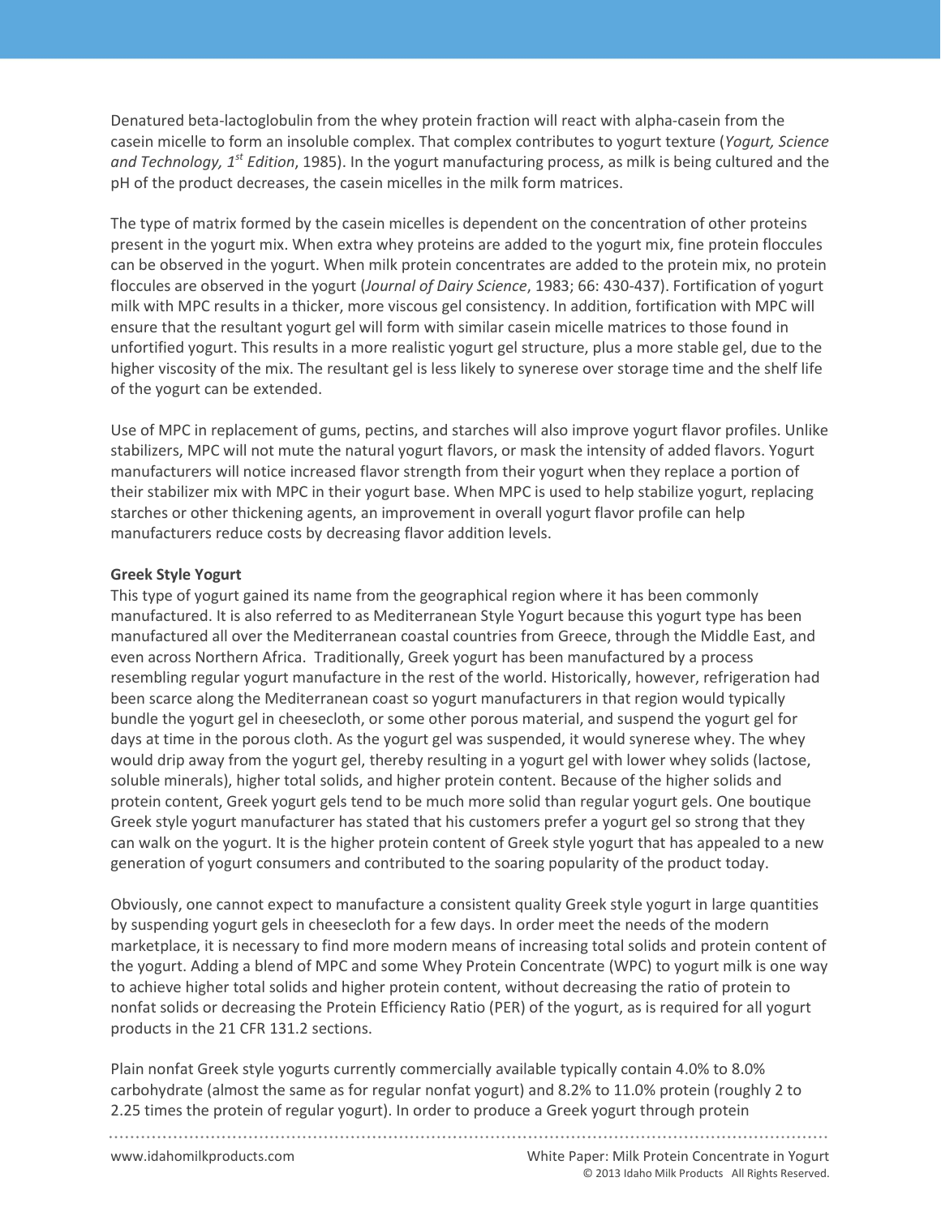Denatured beta-lactoglobulin from the whey protein fraction will react with alpha-casein from the casein micelle to form an insoluble complex. That complex contributes to yogurt texture (*Yogurt, Science and Technology, 1st Edition*, 1985). In the yogurt manufacturing process, as milk is being cultured and the pH of the product decreases, the casein micelles in the milk form matrices.

The type of matrix formed by the casein micelles is dependent on the concentration of other proteins present in the yogurt mix. When extra whey proteins are added to the yogurt mix, fine protein floccules can be observed in the yogurt. When milk protein concentrates are added to the protein mix, no protein floccules are observed in the yogurt (*Journal of Dairy Science*, 1983; 66: 430-437). Fortification of yogurt milk with MPC results in a thicker, more viscous gel consistency. In addition, fortification with MPC will ensure that the resultant yogurt gel will form with similar casein micelle matrices to those found in unfortified yogurt. This results in a more realistic yogurt gel structure, plus a more stable gel, due to the higher viscosity of the mix. The resultant gel is less likely to synerese over storage time and the shelf life of the yogurt can be extended.

Use of MPC in replacement of gums, pectins, and starches will also improve yogurt flavor profiles. Unlike stabilizers, MPC will not mute the natural yogurt flavors, or mask the intensity of added flavors. Yogurt manufacturers will notice increased flavor strength from their yogurt when they replace a portion of their stabilizer mix with MPC in their yogurt base. When MPC is used to help stabilize yogurt, replacing starches or other thickening agents, an improvement in overall yogurt flavor profile can help manufacturers reduce costs by decreasing flavor addition levels.

**Greek Style Yogurt**

This type of yogurt gained its name from the geographical region where it has been commonly manufactured. It is also referred to as Mediterranean Style Yogurt because this yogurt type has been manufactured all over the Mediterranean coastal countries from Greece, through the Middle East, and even across Northern Africa. Traditionally, Greek yogurt has been manufactured by a process resembling regular yogurt manufacture in the rest of the world. Historically, however, refrigeration had been scarce along the Mediterranean coast so yogurt manufacturers in that region would typically bundle the yogurt gel in cheesecloth, or some other porous material, and suspend the yogurt gel for days at time in the porous cloth. As the yogurt gel was suspended, it would synerese whey. The whey would drip away from the yogurt gel, thereby resulting in a yogurt gel with lower whey solids (lactose, soluble minerals), higher total solids, and higher protein content. Because of the higher solids and protein content, Greek yogurt gels tend to be much more solid than regular yogurt gels. One boutique Greek style yogurt manufacturer has stated that his customers prefer a yogurt gel so strong that they can walk on the yogurt. It is the higher protein content of Greek style yogurt that has appealed to a new generation of yogurt consumers and contributed to the soaring popularity of the product today.

Obviously, one cannot expect to manufacture a consistent quality Greek style yogurt in large quantities by suspending yogurt gels in cheesecloth for a few days. In order meet the needs of the modern marketplace, it is necessary to find more modern means of increasing total solids and protein content of the yogurt. Adding a blend of MPC and some Whey Protein Concentrate (WPC) to yogurt milk is one way to achieve higher total solids and higher protein content, without decreasing the ratio of protein to nonfat solids or decreasing the Protein Efficiency Ratio (PER) of the yogurt, as is required for all yogurt products in the 21 CFR 131.2 sections.

Plain nonfat Greek style yogurts currently commercially available typically contain 4.0% to 8.0% carbohydrate (almost the same as for regular nonfat yogurt) and 8.2% to 11.0% protein (roughly 2 to 2.25 times the protein of regular yogurt). In order to produce a Greek yogurt through protein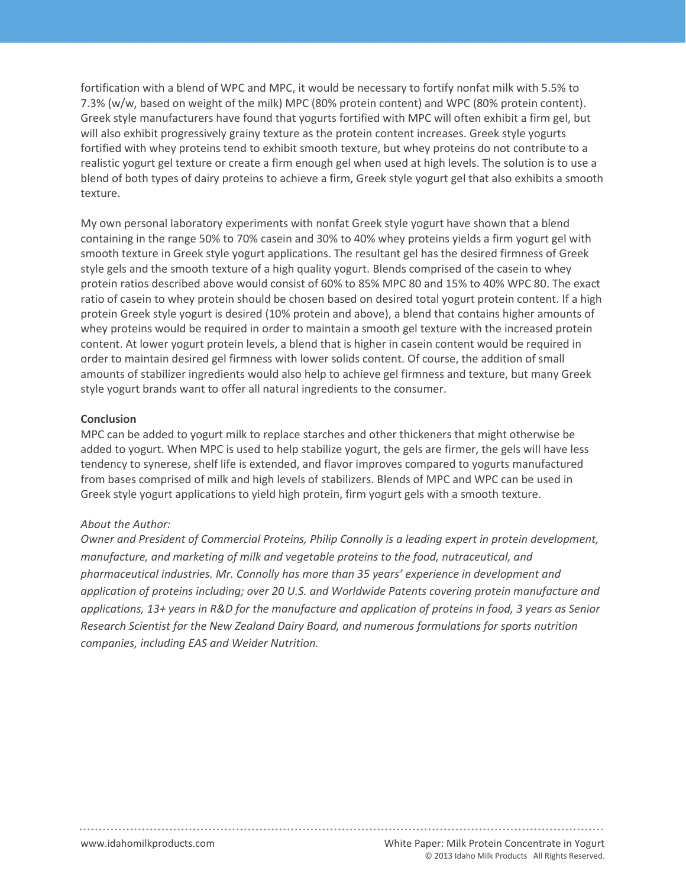fortification with a blend of WPC and MPC, it would be necessary to fortify nonfat milk with 5.5% to 7.3% (w/w, based on weight of the milk) MPC (80% protein content) and WPC (80% protein content). Greek style manufacturers have found that yogurts fortified with MPC will often exhibit a firm gel, but will also exhibit progressively grainy texture as the protein content increases. Greek style yogurts fortified with whey proteins tend to exhibit smooth texture, but whey proteins do not contribute to a realistic yogurt gel texture or create a firm enough gel when used at high levels. The solution is to use a blend of both types of dairy proteins to achieve a firm, Greek style yogurt gel that also exhibits a smooth texture.

My own personal laboratory experiments with nonfat Greek style yogurt have shown that a blend containing in the range 50% to 70% casein and 30% to 40% whey proteins yields a firm yogurt gel with smooth texture in Greek style yogurt applications. The resultant gel has the desired firmness of Greek style gels and the smooth texture of a high quality yogurt. Blends comprised of the casein to whey protein ratios described above would consist of 60% to 85% MPC 80 and 15% to 40% WPC 80. The exact ratio of casein to whey protein should be chosen based on desired total yogurt protein content. If a high protein Greek style yogurt is desired (10% protein and above), a blend that contains higher amounts of whey proteins would be required in order to maintain a smooth gel texture with the increased protein content. At lower yogurt protein levels, a blend that is higher in casein content would be required in order to maintain desired gel firmness with lower solids content. Of course, the addition of small amounts of stabilizer ingredients would also help to achieve gel firmness and texture, but many Greek style yogurt brands want to offer all natural ingredients to the consumer.

**Conclusion**

MPC can be added to yogurt milk to replace starches and other thickeners that might otherwise be added to yogurt. When MPC is used to help stabilize yogurt, the gels are firmer, the gels will have less tendency to synerese, shelf life is extended, and flavor improves compared to yogurts manufactured from bases comprised of milk and high levels of stabilizers. Blends of MPC and WPC can be used in Greek style yogurt applications to yield high protein, firm yogurt gels with a smooth texture.

*About the Author:*

*Owner and President of Commercial Proteins, Philip Connolly is a leading expert in protein development, manufacture, and marketing of milk and vegetable proteins to the food, nutraceutical, and pharmaceutical industries. Mr. Connolly has more than 35 years' experience in development and application of proteins including; over 20 U.S. and Worldwide Patents covering protein manufacture and applications, 13+ years in R&D for the manufacture and application of proteins in food, 3 years as Senior Research Scientist for the New Zealand Dairy Board, and numerous formulations for sports nutrition companies, including EAS and Weider Nutrition.*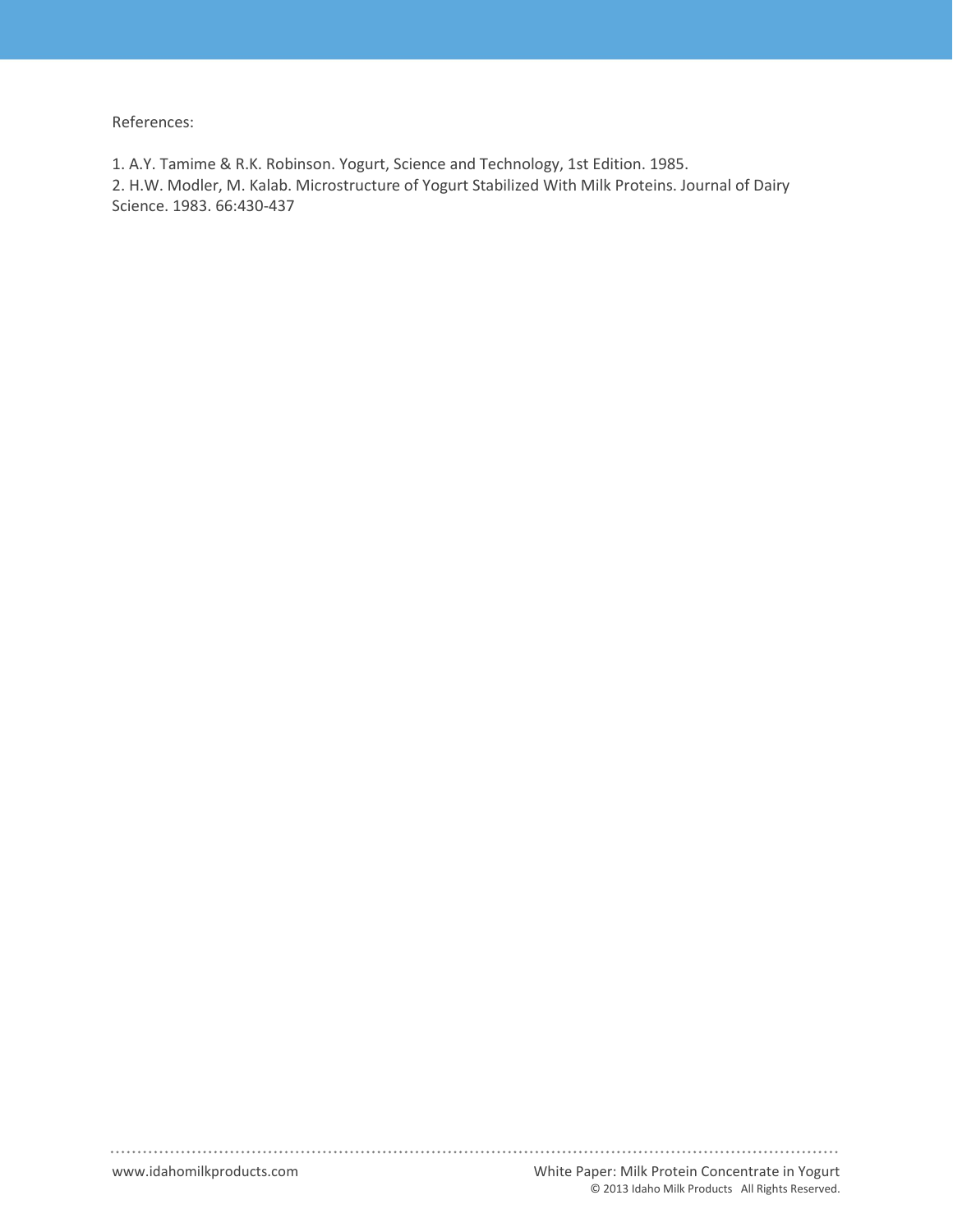References:

1. A.Y. Tamime & R.K. Robinson. Yogurt, Science and Technology, 1st Edition. 1985.
2. H.W. Modler, M. Kalab. Microstructure of Yogurt Stabilized With Milk Proteins. Journal of Dairy Science. 1983. 66:430-437